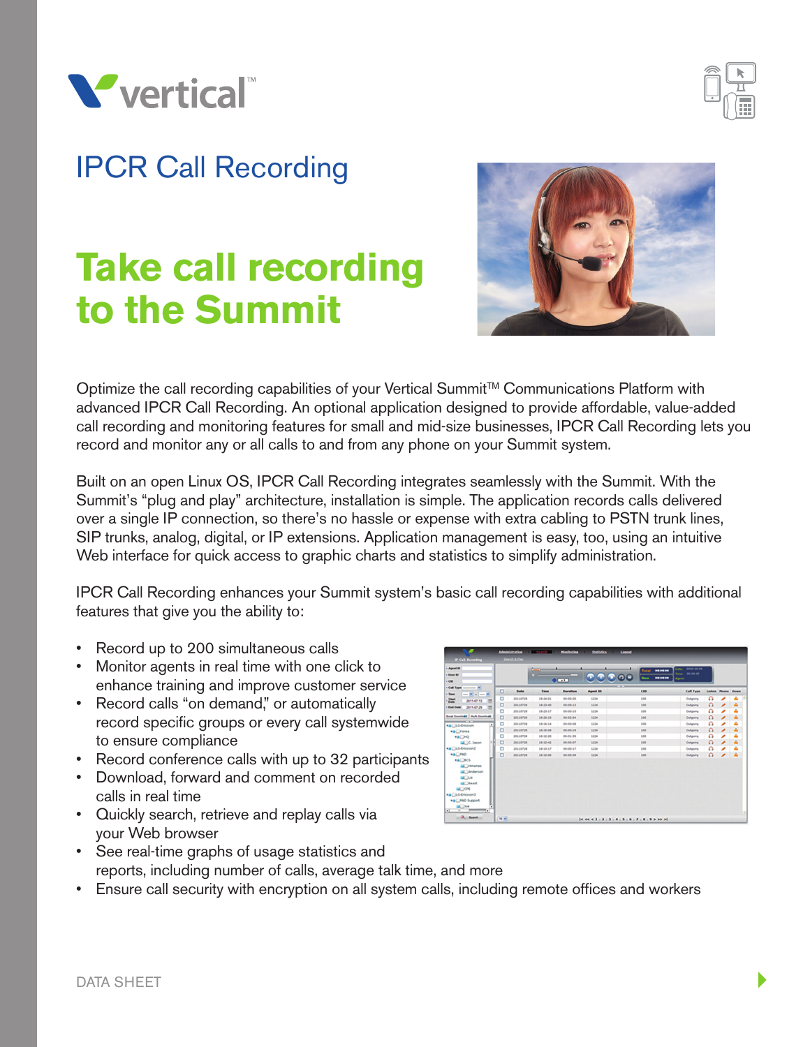# IPCR Call Recording

## Take call recording to the Summit

Optimize the call recording capabilities of your Vertical Summit™ Communications Platform with advanced IPCR Call Recording. An optional application designed to provide affordable, value-added call recording and monitoring features for small and mid-size businesses, IPCR Call Recording lets you record and monitor any or all calls to and from any phone on your Summit system.

Built on an open Linux OS, IPCR Call Recording integrates seamlessly with the Summit. With the Summit's "plug and play" architecture, installation is simple. The application records calls delivered over a single IP connection, so there's no hassle or expense with extra cabling to PSTN trunk lines, SIP trunks, analog, digital, or IP extensions. Application management is easy, too, using an intuitive Web interface for quick access to graphic charts and statistics to simplify administration.

IPCR Call Recording enhances your Summit system's basic call recording capabilities with additional features that give you the ability to:

- Record up to 200 simultaneous calls
- Monitor agents in real time with one click to enhance training and improve customer service
- Record calls "on demand," or automatically record specific groups or every call systemwide to ensure compliance
- Record conference calls with up to 32 participants
- Download, forward and comment on recorded calls in real time
- Quickly search, retrieve and replay calls via your Web browser
- See real-time graphs of usage statistics and reports, including number of calls, average talk time, and more
- Ensure call security with encryption on all system calls, including remote offices and workers

DATA SHEET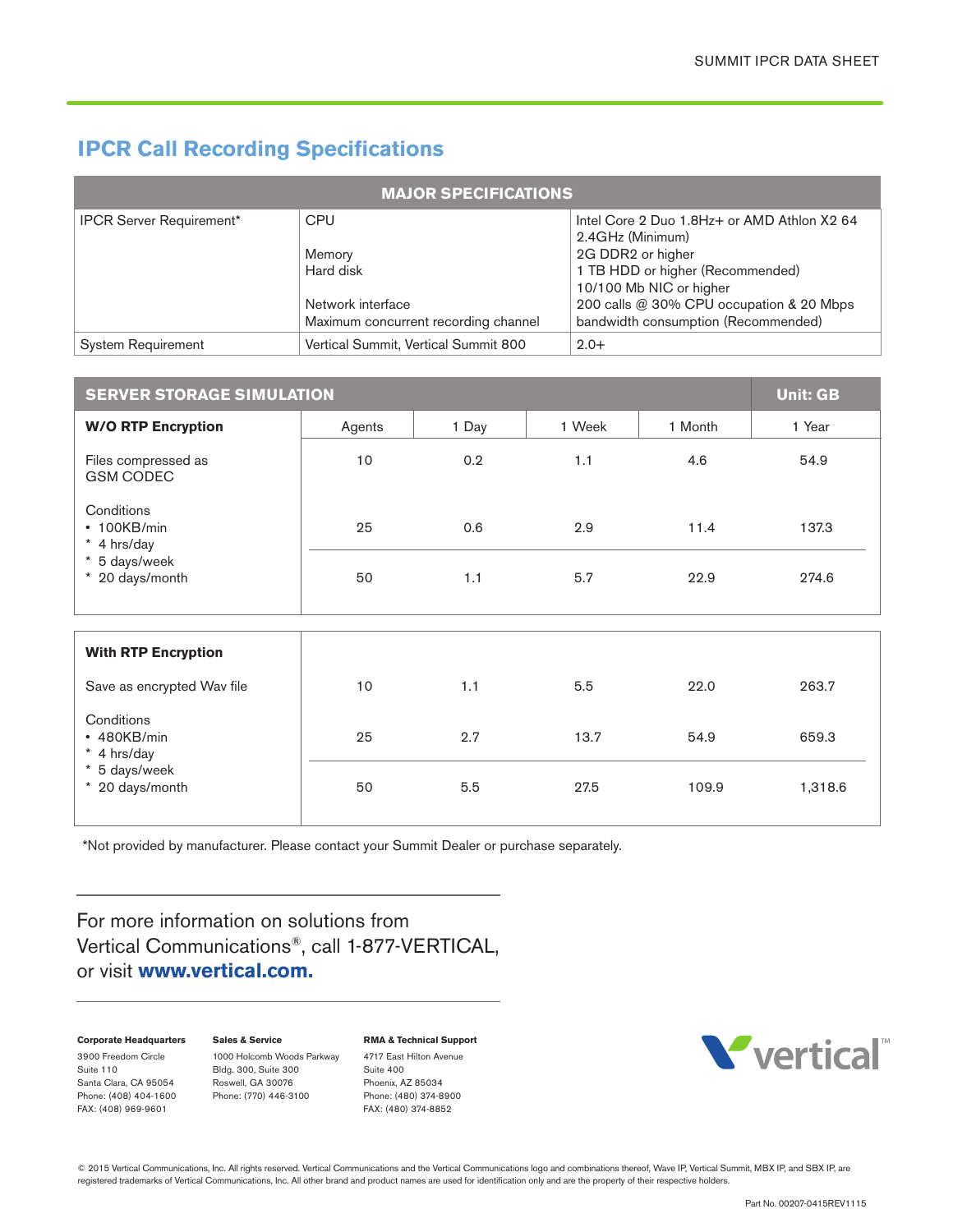## IPCR Call Recording Specifications

| MAJOR SPECIFICATIONS | | |
|---|---|---|
| IPCR Server Requirement* | CPU | Intel Core 2 Duo 1.8Hz+ or AMD Athlon X2 64 2.4GHz (Minimum) |
| | Memory | 2G DDR2 or higher |
| | Hard disk | 1 TB HDD or higher (Recommended) |
| | Network interface | 10/100 Mb NIC or higher |
| | Maximum concurrent recording channel | 200 calls @ 30% CPU occupation & 20 Mbps bandwidth consumption (Recommended) |
| System Requirement | Vertical Summit, Vertical Summit 800 | 2.0+ |

| SERVER STORAGE SIMULATION | | | | | Unit: GB |
|---|---|---|---|---|---|
| **W/O RTP Encryption** | Agents | 1 Day | 1 Week | 1 Month | 1 Year |
| Files compressed as GSM CODEC | 10 | 0.2 | 1.1 | 4.6 | 54.9 |
| Conditions<br>• 100KB/min<br>* 4 hrs/day<br>* 5 days/week<br>* 20 days/month | 25 | 0.6 | 2.9 | 11.4 | 137.3 |
| | 50 | 1.1 | 5.7 | 22.9 | 274.6 |
| **With RTP Encryption** | | | | | |
| Save as encrypted Wav file | 10 | 1.1 | 5.5 | 22.0 | 263.7 |
| Conditions<br>• 480KB/min<br>* 4 hrs/day<br>* 5 days/week<br>* 20 days/month | 25 | 2.7 | 13.7 | 54.9 | 659.3 |
| | 50 | 5.5 | 27.5 | 109.9 | 1,318.6 |

*Not provided by manufacturer. Please contact your Summit Dealer or purchase separately.

For more information on solutions from Vertical Communications®, call 1-877-VERTICAL, or visit **www.vertical.com.**

**Corporate Headquarters**
3900 Freedom Circle
Suite 110
Santa Clara, CA 95054
Phone: (408) 404-1600
FAX: (408) 969-9601

**Sales & Service**
1000 Holcomb Woods Parkway
Bldg. 300, Suite 300
Roswell, GA 30076
Phone: (770) 446-3100

**RMA & Technical Support**
4717 East Hilton Avenue
Suite 400
Phoenix, AZ 85034
Phone: (480) 374-8900
FAX: (480) 374-8852

vertical™

© 2015 Vertical Communications, Inc. All rights reserved. Vertical Communications and the Vertical Communications logo and combinations thereof, Wave IP, Vertical Summit, MBX IP, and SBX IP, are registered trademarks of Vertical Communications, Inc. All other brand and product names are used for identification only and are the property of their respective holders.

Part No. 00207-0415REV1115